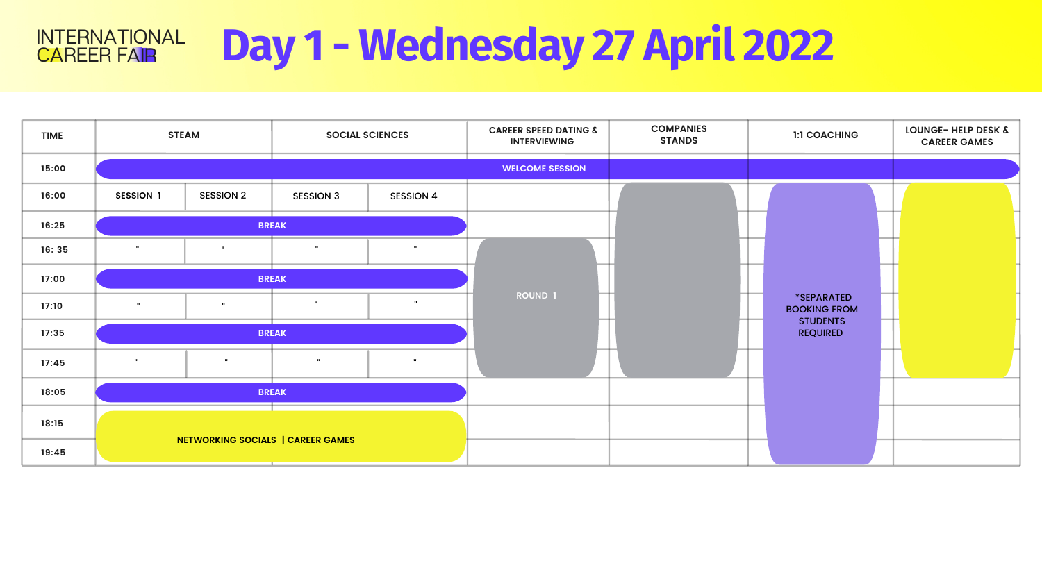INTERNATIONAL CAREER FAIR

# Day 1 - Wednesday 27 April 2022

| TIME | STEAM | | SOCIAL SCIENCES | | CAREER SPEED DATING & INTERVIEWING | COMPANIES STANDS | 1:1 COACHING | LOUNGE- HELP DESK & CAREER GAMES |
|---|---|---|---|---|---|---|---|---|
| 15:00 | WELCOME SESSION | | | | | | | |
| 16:00 | SESSION 1 | SESSION 2 | SESSION 3 | SESSION 4 | | | | |
| 16:25 | BREAK | | | | | | | |
| 16: 35 | " | " | " | " | | | | |
| 17:00 | BREAK | | | | | | | |
| 17:10 | " | " | " | " | ROUND 1 | | *SEPARATED BOOKING FROM STUDENTS REQUIRED | |
| 17:35 | BREAK | | | | | | | |
| 17:45 | " | " | " | " | | | | |
| 18:05 | BREAK | | | | | | | |
| 18:15 | NETWORKING SOCIALS \| CAREER GAMES | | | | | | | |
| 19:45 | | | | | | | | |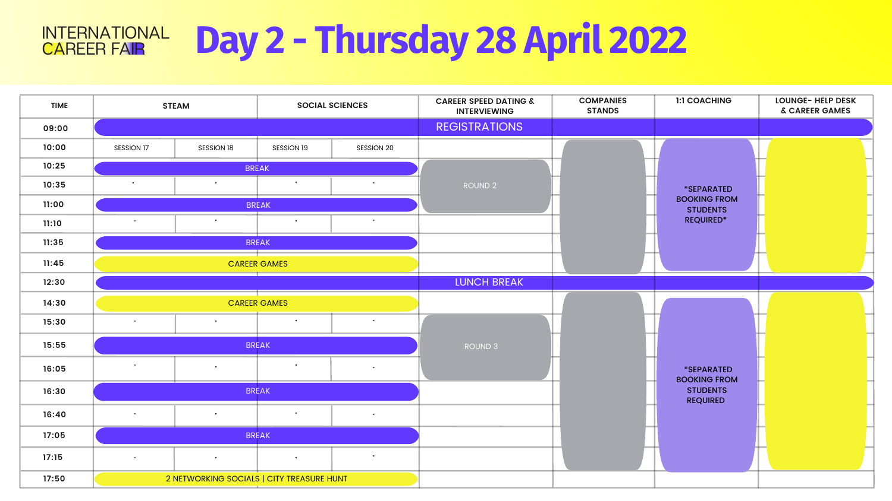INTERNATIONAL CAREER FAIR

# Day 2 - Thursday 28 April 2022

| TIME | STEAM | | SOCIAL SCIENCES | | CAREER SPEED DATING & INTERVIEWING | COMPANIES STANDS | 1:1 COACHING | LOUNGE- HELP DESK & CAREER GAMES |
|---|---|---|---|---|---|---|---|---|
| 09:00 | REGISTRATIONS | | | | | | | |
| 10:00 | SESSION 17 | SESSION 18 | SESSION 19 | SESSION 20 | | | *SEPARATED BOOKING FROM STUDENTS REQUIRED* | |
| 10:25 | BREAK | | | | ROUND 2 | | | |
| 10:35 | " | " | " | " | | | | |
| 11:00 | BREAK | | | | | | | |
| 11:10 | " | " | " | " | | | | |
| 11:35 | BREAK | | | | | | | |
| 11:45 | CAREER GAMES | | | | | | | |
| 12:30 | LUNCH BREAK | | | | | | | |
| 14:30 | CAREER GAMES | | | | | | *SEPARATED BOOKING FROM STUDENTS REQUIRED | |
| 15:30 | " | " | " | " | ROUND 3 | | | |
| 15:55 | BREAK | | | | | | | |
| 16:05 | " | " | " | " | | | | |
| 16:30 | BREAK | | | | | | | |
| 16:40 | " | " | " | " | | | | |
| 17:05 | BREAK | | | | | | | |
| 17:15 | " | " | " | " | | | | |
| 17:50 | 2 NETWORKING SOCIALS \| CITY TREASURE HUNT | | | | | | | |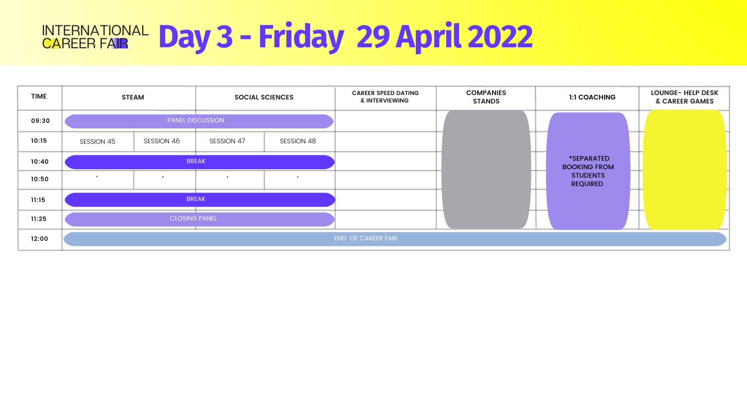# INTERNATIONAL CAREER FAIR Day 3 - Friday 29 April 2022

| TIME | STEAM | | SOCIAL SCIENCES | | CAREER SPEED DATING & INTERVIEWING | COMPANIES STANDS | 1:1 COACHING | LOUNGE- HELP DESK & CAREER GAMES |
|---|---|---|---|---|---|---|---|---|
| 09:30 | PANEL DISCUSSION | | | | | | *SEPARATED BOOKING FROM STUDENTS REQUIRED | |
| 10:15 | SESSION 45 | SESSION 46 | SESSION 47 | SESSION 48 | | | | |
| 10:40 | BREAK | | | | | | | |
| 10:50 | " | " | " | " | | | | |
| 11:15 | BREAK | | | | | | | |
| 11:25 | CLOSING PANEL | | | | | | | |
| 12:00 | END OF CAREER FAIR | | | | | | | |